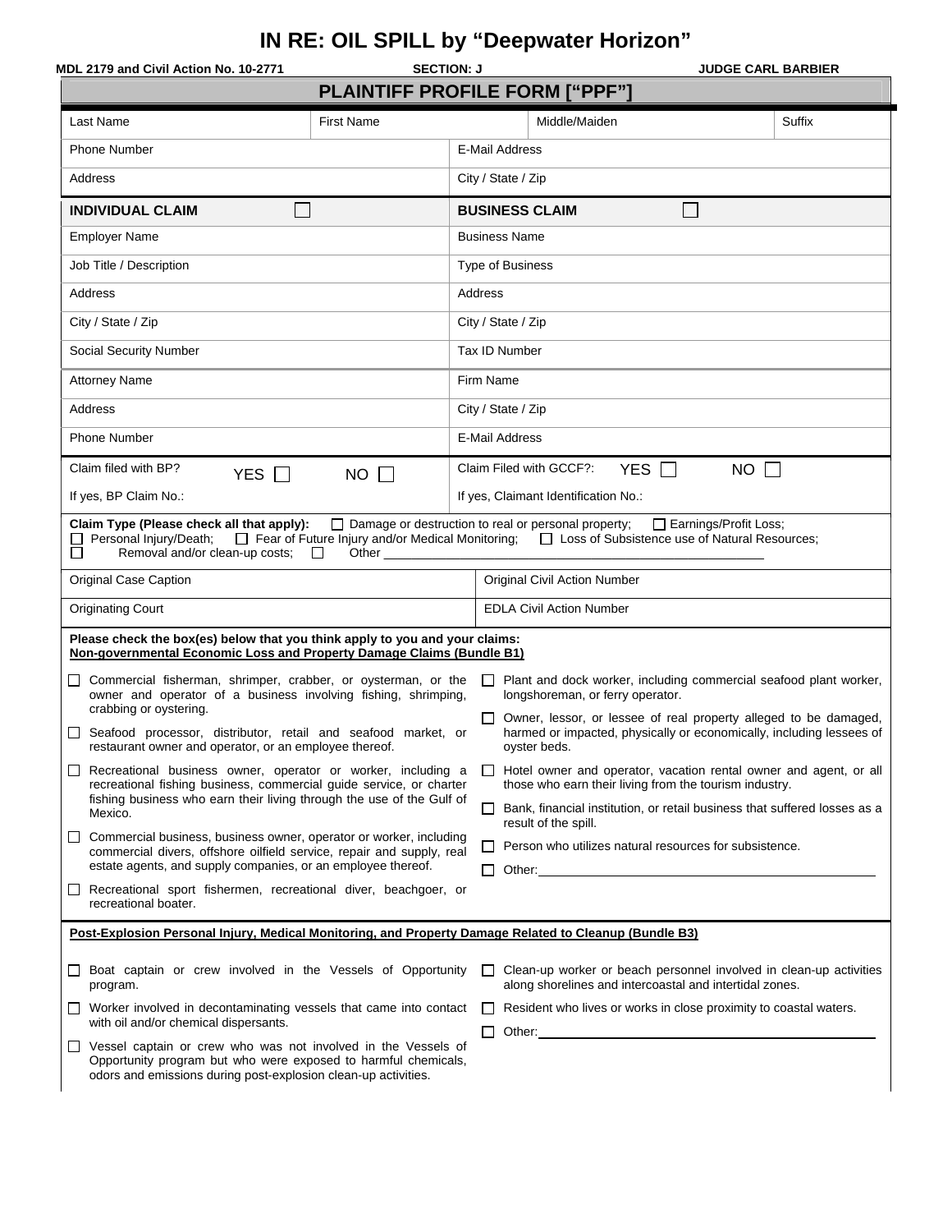# IN RE: OIL SPILL by "Deepwater Horizon"

**MDL 2179 and Civil Action No. 10-2771** **SECTION: J** **JUDGE CARL BARBIER**

## PLAINTIFF PROFILE FORM ["PPF"]

| Last Name | First Name | Middle/Maiden | Suffix |
|---|---|---|---|
| | | | |

| | |
|---|---|
| Phone Number | E-Mail Address |
| Address | City / State / Zip |

| **INDIVIDUAL CLAIM** ☐ | **BUSINESS CLAIM** ☐ |
|---|---|
| Employer Name | Business Name |
| Job Title / Description | Type of Business |
| Address | Address |
| City / State / Zip | City / State / Zip |
| Social Security Number | Tax ID Number |

| | |
|---|---|
| Attorney Name | Firm Name |
| Address | City / State / Zip |
| Phone Number | E-Mail Address |

| | |
|---|---|
| Claim filed with BP? YES ☐ NO ☐ | Claim Filed with GCCF?: YES ☐ NO ☐ |
| If yes, BP Claim No.: | If yes, Claimant Identification No.: |

**Claim Type (Please check all that apply):** ☐ Damage or destruction to real or personal property; ☐ Earnings/Profit Loss; ☐ Personal Injury/Death; ☐ Fear of Future Injury and/or Medical Monitoring; ☐ Loss of Subsistence use of Natural Resources; ☐ Removal and/or clean-up costs; ☐ Other ______

| | |
|---|---|
| Original Case Caption | Original Civil Action Number |
| Originating Court | EDLA Civil Action Number |

**Please check the box(es) below that you think apply to you and your claims:**
**Non-governmental Economic Loss and Property Damage Claims (Bundle B1)**

- ☐ Commercial fisherman, shrimper, crabber, or oysterman, or the owner and operator of a business involving fishing, shrimping, crabbing or oystering.
- ☐ Seafood processor, distributor, retail and seafood market, or restaurant owner and operator, or an employee thereof.
- ☐ Recreational business owner, operator or worker, including a recreational fishing business, commercial guide service, or charter fishing business who earn their living through the use of the Gulf of Mexico.
- ☐ Commercial business, business owner, operator or worker, including commercial divers, offshore oilfield service, repair and supply, real estate agents, and supply companies, or an employee thereof.
- ☐ Recreational sport fishermen, recreational diver, beachgoer, or recreational boater.
- ☐ Plant and dock worker, including commercial seafood plant worker, longshoreman, or ferry operator.
- ☐ Owner, lessor, or lessee of real property alleged to be damaged, harmed or impacted, physically or economically, including lessees of oyster beds.
- ☐ Hotel owner and operator, vacation rental owner and agent, or all those who earn their living from the tourism industry.
- ☐ Bank, financial institution, or retail business that suffered losses as a result of the spill.
- ☐ Person who utilizes natural resources for subsistence.
- ☐ Other: ______

**Post-Explosion Personal Injury, Medical Monitoring, and Property Damage Related to Cleanup (Bundle B3)**

- ☐ Boat captain or crew involved in the Vessels of Opportunity program.
- ☐ Worker involved in decontaminating vessels that came into contact with oil and/or chemical dispersants.
- ☐ Vessel captain or crew who was not involved in the Vessels of Opportunity program but who were exposed to harmful chemicals, odors and emissions during post-explosion clean-up activities.
- ☐ Clean-up worker or beach personnel involved in clean-up activities along shorelines and intercoastal and intertidal zones.
- ☐ Resident who lives or works in close proximity to coastal waters.
- ☐ Other: ______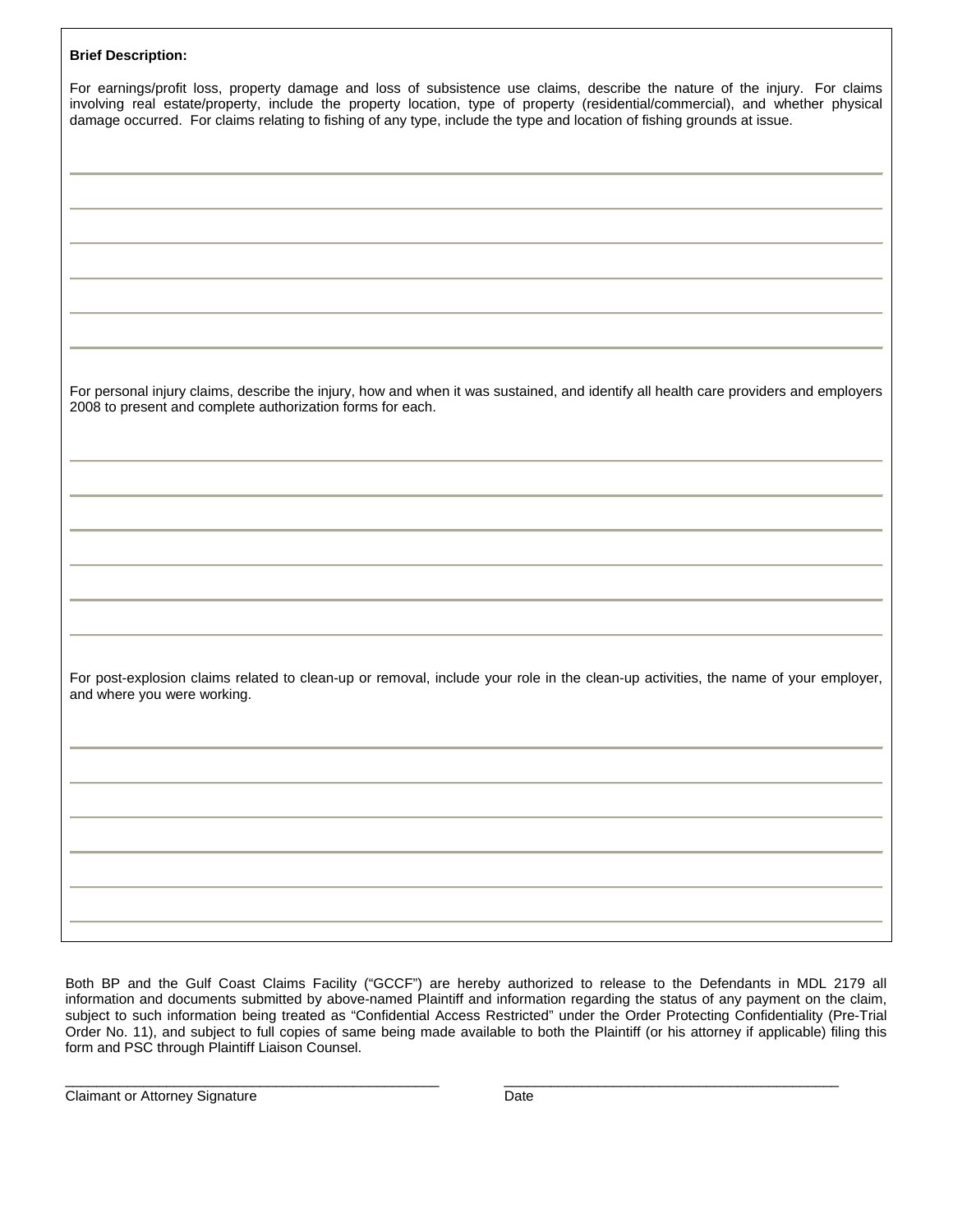**Brief Description:**

For earnings/profit loss, property damage and loss of subsistence use claims, describe the nature of the injury. For claims involving real estate/property, include the property location, type of property (residential/commercial), and whether physical damage occurred. For claims relating to fishing of any type, include the type and location of fishing grounds at issue.

For personal injury claims, describe the injury, how and when it was sustained, and identify all health care providers and employers 2008 to present and complete authorization forms for each.

For post-explosion claims related to clean-up or removal, include your role in the clean-up activities, the name of your employer, and where you were working.

Both BP and the Gulf Coast Claims Facility ("GCCF") are hereby authorized to release to the Defendants in MDL 2179 all information and documents submitted by above-named Plaintiff and information regarding the status of any payment on the claim, subject to such information being treated as "Confidential Access Restricted" under the Order Protecting Confidentiality (Pre-Trial Order No. 11), and subject to full copies of same being made available to both the Plaintiff (or his attorney if applicable) filing this form and PSC through Plaintiff Liaison Counsel.

Claimant or Attorney Signature

Date